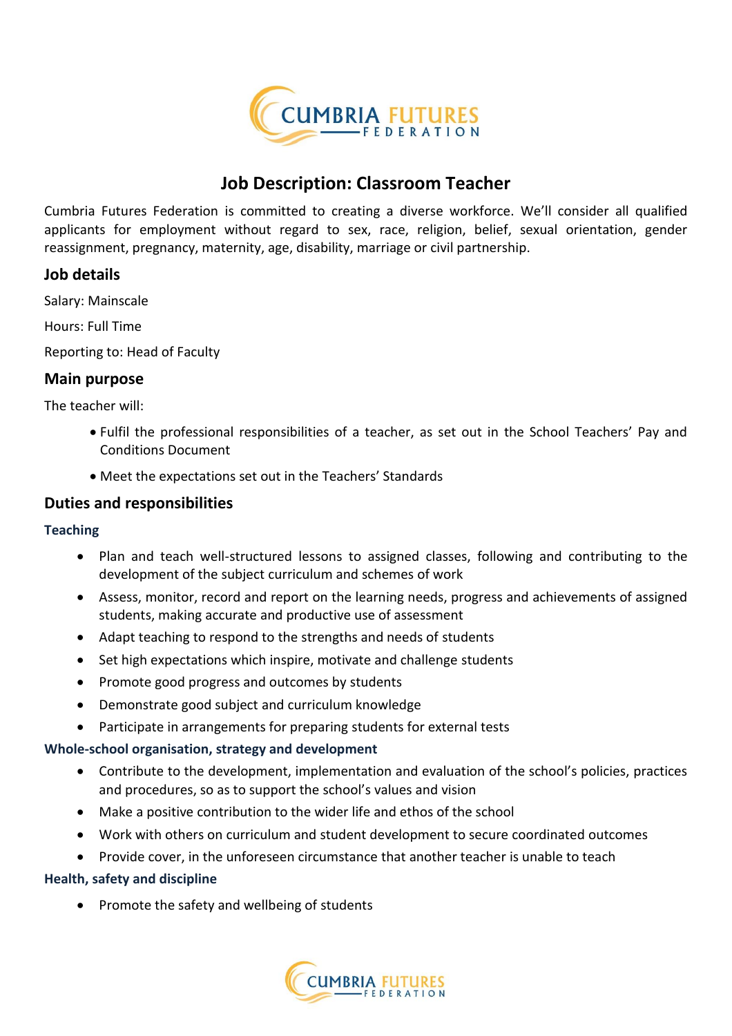# Job Description: Classroom Teacher

Cumbria Futures Federation is committed to creating a diverse workforce. We'll consider all qualified applicants for employment without regard to sex, race, religion, belief, sexual orientation, gender reassignment, pregnancy, maternity, age, disability, marriage or civil partnership.

## Job details

Salary: Mainscale

Hours: Full Time

Reporting to: Head of Faculty

## Main purpose

The teacher will:

- Fulfil the professional responsibilities of a teacher, as set out in the School Teachers' Pay and Conditions Document
- Meet the expectations set out in the Teachers' Standards

## Duties and responsibilities

### Teaching

- Plan and teach well-structured lessons to assigned classes, following and contributing to the development of the subject curriculum and schemes of work
- Assess, monitor, record and report on the learning needs, progress and achievements of assigned students, making accurate and productive use of assessment
- Adapt teaching to respond to the strengths and needs of students
- Set high expectations which inspire, motivate and challenge students
- Promote good progress and outcomes by students
- Demonstrate good subject and curriculum knowledge
- Participate in arrangements for preparing students for external tests

### Whole-school organisation, strategy and development

- Contribute to the development, implementation and evaluation of the school's policies, practices and procedures, so as to support the school's values and vision
- Make a positive contribution to the wider life and ethos of the school
- Work with others on curriculum and student development to secure coordinated outcomes
- Provide cover, in the unforeseen circumstance that another teacher is unable to teach

### Health, safety and discipline

- Promote the safety and wellbeing of students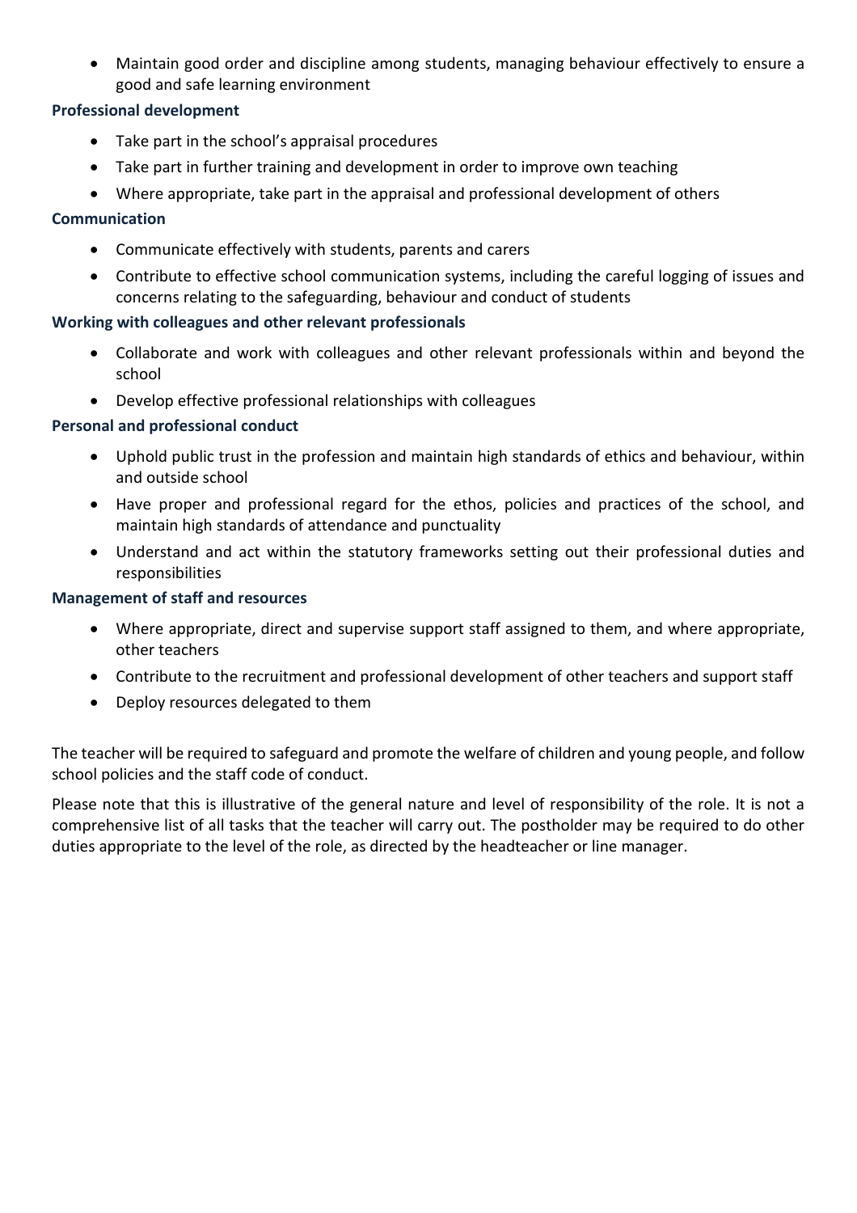- Maintain good order and discipline among students, managing behaviour effectively to ensure a good and safe learning environment

**Professional development**

- Take part in the school's appraisal procedures
- Take part in further training and development in order to improve own teaching
- Where appropriate, take part in the appraisal and professional development of others

**Communication**

- Communicate effectively with students, parents and carers
- Contribute to effective school communication systems, including the careful logging of issues and concerns relating to the safeguarding, behaviour and conduct of students

**Working with colleagues and other relevant professionals**

- Collaborate and work with colleagues and other relevant professionals within and beyond the school
- Develop effective professional relationships with colleagues

**Personal and professional conduct**

- Uphold public trust in the profession and maintain high standards of ethics and behaviour, within and outside school
- Have proper and professional regard for the ethos, policies and practices of the school, and maintain high standards of attendance and punctuality
- Understand and act within the statutory frameworks setting out their professional duties and responsibilities

**Management of staff and resources**

- Where appropriate, direct and supervise support staff assigned to them, and where appropriate, other teachers
- Contribute to the recruitment and professional development of other teachers and support staff
- Deploy resources delegated to them

The teacher will be required to safeguard and promote the welfare of children and young people, and follow school policies and the staff code of conduct.

Please note that this is illustrative of the general nature and level of responsibility of the role. It is not a comprehensive list of all tasks that the teacher will carry out. The postholder may be required to do other duties appropriate to the level of the role, as directed by the headteacher or line manager.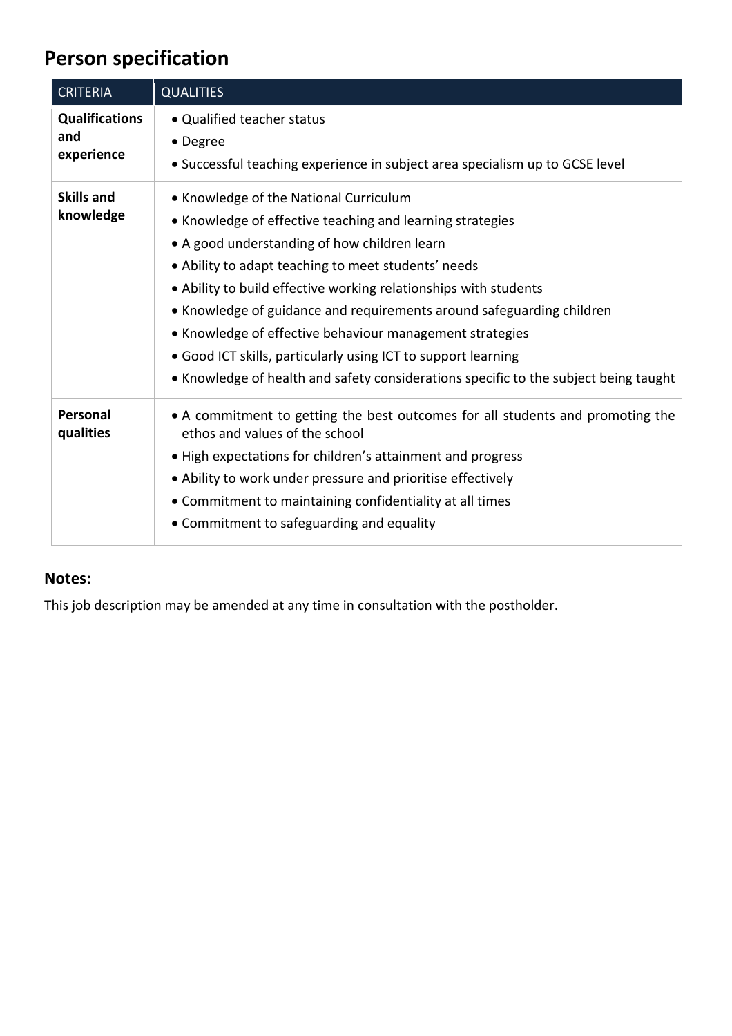# Person specification

| CRITERIA | QUALITIES |
|---|---|
| **Qualifications and experience** | • Qualified teacher status<br>• Degree<br>• Successful teaching experience in subject area specialism up to GCSE level |
| **Skills and knowledge** | • Knowledge of the National Curriculum<br>• Knowledge of effective teaching and learning strategies<br>• A good understanding of how children learn<br>• Ability to adapt teaching to meet students' needs<br>• Ability to build effective working relationships with students<br>• Knowledge of guidance and requirements around safeguarding children<br>• Knowledge of effective behaviour management strategies<br>• Good ICT skills, particularly using ICT to support learning<br>• Knowledge of health and safety considerations specific to the subject being taught |
| **Personal qualities** | • A commitment to getting the best outcomes for all students and promoting the ethos and values of the school<br>• High expectations for children's attainment and progress<br>• Ability to work under pressure and prioritise effectively<br>• Commitment to maintaining confidentiality at all times<br>• Commitment to safeguarding and equality |

## Notes:

This job description may be amended at any time in consultation with the postholder.